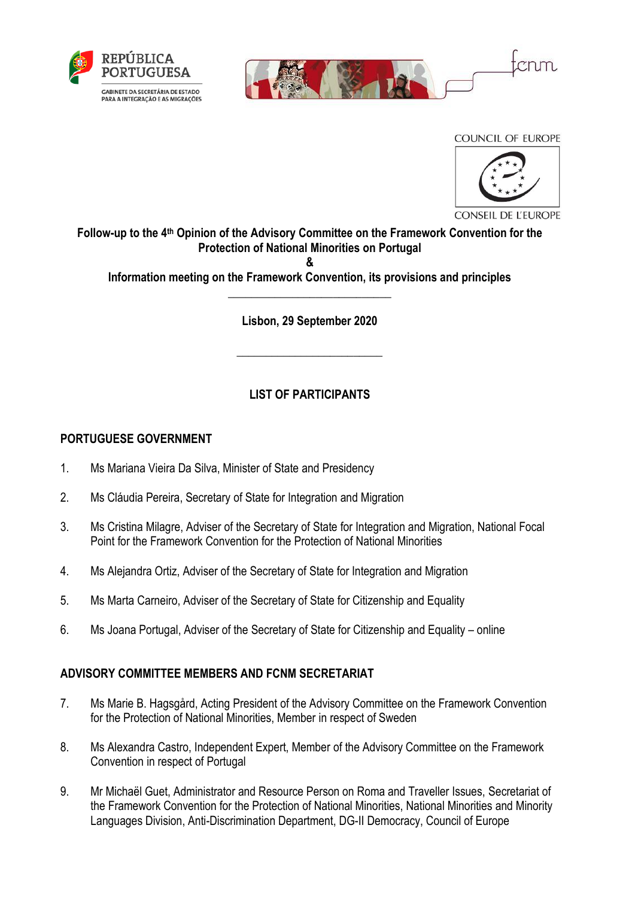REPÚBLICA PORTUGUESA

GABINETE DA SECRETÁRIA DE ESTADO PARA A INTEGRAÇÃO E AS MIGRAÇÕES

fcnm

COUNCIL OF EUROPE

CONSEIL DE L'EUROPE

**Follow-up to the 4th Opinion of the Advisory Committee on the Framework Convention for the Protection of National Minorities on Portugal**

**&**

**Information meeting on the Framework Convention, its provisions and principles**

---

**Lisbon, 29 September 2020**

---

## LIST OF PARTICIPANTS

### PORTUGUESE GOVERNMENT

1. Ms Mariana Vieira Da Silva, Minister of State and Presidency
2. Ms Cláudia Pereira, Secretary of State for Integration and Migration
3. Ms Cristina Milagre, Adviser of the Secretary of State for Integration and Migration, National Focal Point for the Framework Convention for the Protection of National Minorities
4. Ms Alejandra Ortiz, Adviser of the Secretary of State for Integration and Migration
5. Ms Marta Carneiro, Adviser of the Secretary of State for Citizenship and Equality
6. Ms Joana Portugal, Adviser of the Secretary of State for Citizenship and Equality – online

### ADVISORY COMMITTEE MEMBERS AND FCNM SECRETARIAT

7. Ms Marie B. Hagsgård, Acting President of the Advisory Committee on the Framework Convention for the Protection of National Minorities, Member in respect of Sweden
8. Ms Alexandra Castro, Independent Expert, Member of the Advisory Committee on the Framework Convention in respect of Portugal
9. Mr Michaël Guet, Administrator and Resource Person on Roma and Traveller Issues, Secretariat of the Framework Convention for the Protection of National Minorities, National Minorities and Minority Languages Division, Anti-Discrimination Department, DG-II Democracy, Council of Europe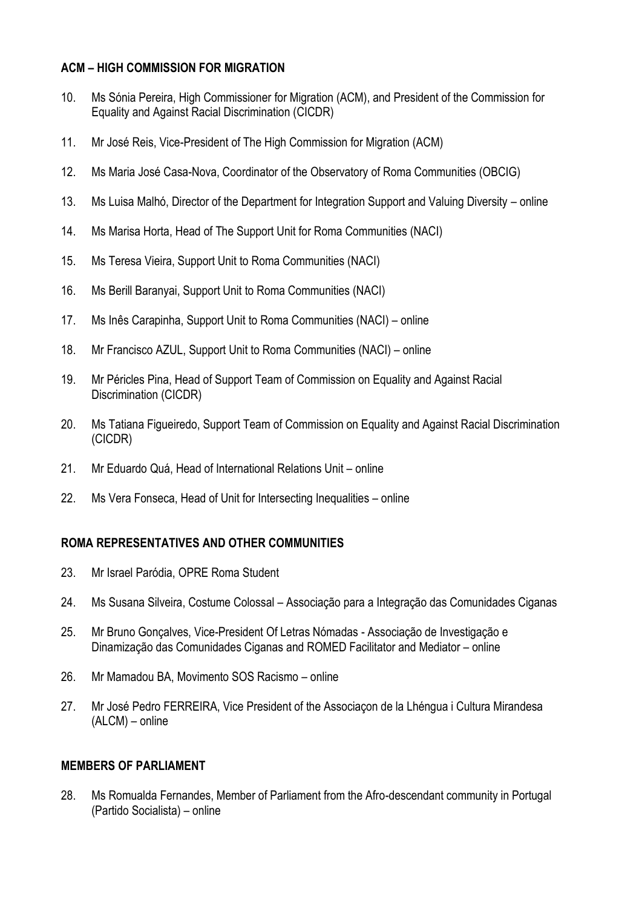**ACM – HIGH COMMISSION FOR MIGRATION**

10. Ms Sónia Pereira, High Commissioner for Migration (ACM), and President of the Commission for Equality and Against Racial Discrimination (CICDR)
11. Mr José Reis, Vice-President of The High Commission for Migration (ACM)
12. Ms Maria José Casa-Nova, Coordinator of the Observatory of Roma Communities (OBCIG)
13. Ms Luisa Malhó, Director of the Department for Integration Support and Valuing Diversity – online
14. Ms Marisa Horta, Head of The Support Unit for Roma Communities (NACI)
15. Ms Teresa Vieira, Support Unit to Roma Communities (NACI)
16. Ms Berill Baranyai, Support Unit to Roma Communities (NACI)
17. Ms Inês Carapinha, Support Unit to Roma Communities (NACI) – online
18. Mr Francisco AZUL, Support Unit to Roma Communities (NACI) – online
19. Mr Péricles Pina, Head of Support Team of Commission on Equality and Against Racial Discrimination (CICDR)
20. Ms Tatiana Figueiredo, Support Team of Commission on Equality and Against Racial Discrimination (CICDR)
21. Mr Eduardo Quá, Head of International Relations Unit – online
22. Ms Vera Fonseca, Head of Unit for Intersecting Inequalities – online

**ROMA REPRESENTATIVES AND OTHER COMMUNITIES**

23. Mr Israel Paródia, OPRE Roma Student
24. Ms Susana Silveira, Costume Colossal – Associação para a Integração das Comunidades Ciganas
25. Mr Bruno Gonçalves, Vice-President Of Letras Nómadas - Associação de Investigação e Dinamização das Comunidades Ciganas and ROMED Facilitator and Mediator – online
26. Mr Mamadou BA, Movimento SOS Racismo – online
27. Mr José Pedro FERREIRA, Vice President of the Associaçon de la Lhéngua i Cultura Mirandesa (ALCM) – online

**MEMBERS OF PARLIAMENT**

28. Ms Romualda Fernandes, Member of Parliament from the Afro-descendant community in Portugal (Partido Socialista) – online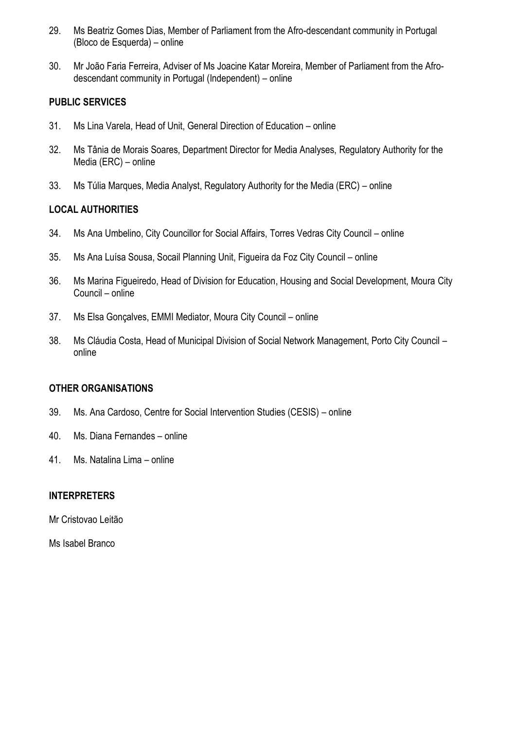29. Ms Beatriz Gomes Dias, Member of Parliament from the Afro-descendant community in Portugal (Bloco de Esquerda) – online

30. Mr João Faria Ferreira, Adviser of Ms Joacine Katar Moreira, Member of Parliament from the Afro-descendant community in Portugal (Independent) – online

**PUBLIC SERVICES**

31. Ms Lina Varela, Head of Unit, General Direction of Education – online

32. Ms Tânia de Morais Soares, Department Director for Media Analyses, Regulatory Authority for the Media (ERC) – online

33. Ms Túlia Marques, Media Analyst, Regulatory Authority for the Media (ERC) – online

**LOCAL AUTHORITIES**

34. Ms Ana Umbelino, City Councillor for Social Affairs, Torres Vedras City Council – online

35. Ms Ana Luísa Sousa, Socail Planning Unit, Figueira da Foz City Council – online

36. Ms Marina Figueiredo, Head of Division for Education, Housing and Social Development, Moura City Council – online

37. Ms Elsa Gonçalves, EMMI Mediator, Moura City Council – online

38. Ms Cláudia Costa, Head of Municipal Division of Social Network Management, Porto City Council – online

**OTHER ORGANISATIONS**

39. Ms. Ana Cardoso, Centre for Social Intervention Studies (CESIS) – online

40. Ms. Diana Fernandes – online

41. Ms. Natalina Lima – online

**INTERPRETERS**

Mr Cristovao Leitão

Ms Isabel Branco